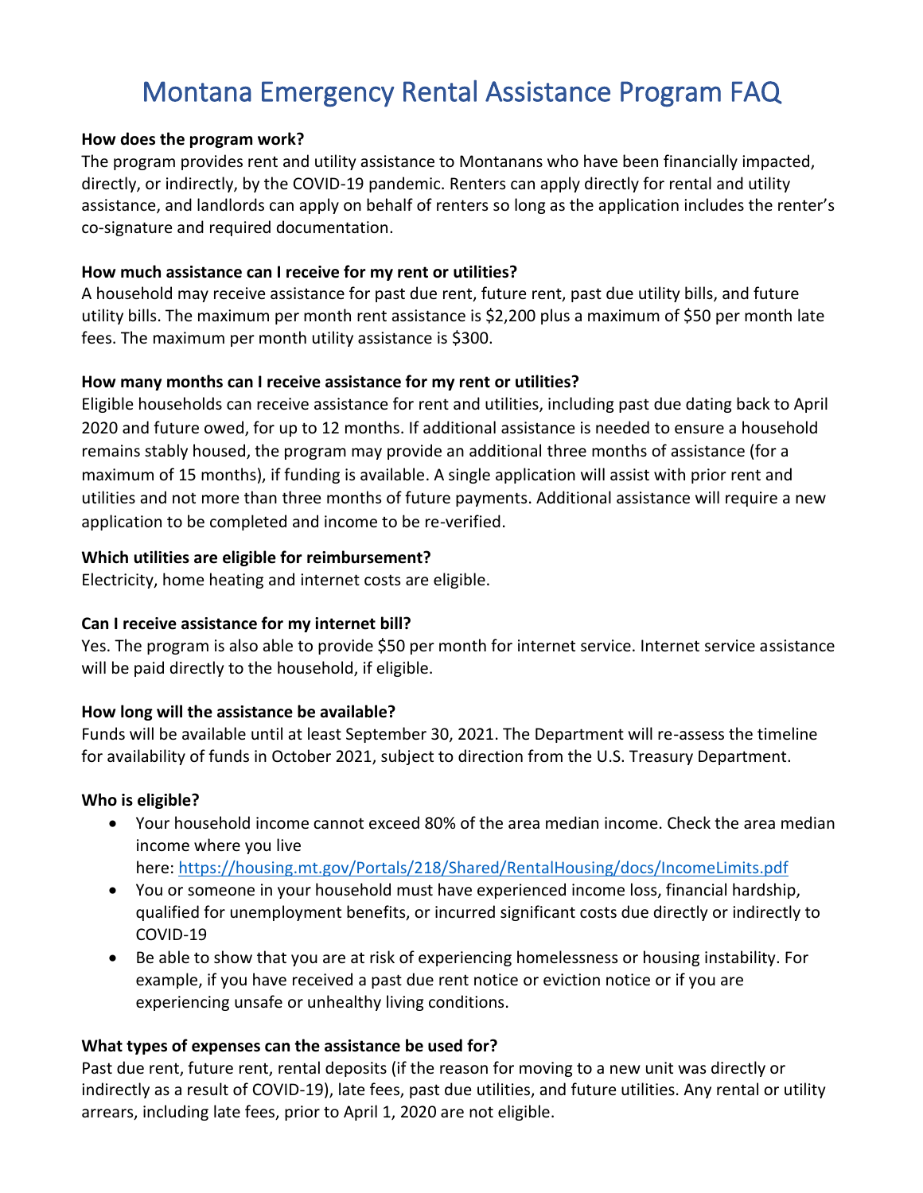# Montana Emergency Rental Assistance Program FAQ

**How does the program work?**

The program provides rent and utility assistance to Montanans who have been financially impacted, directly, or indirectly, by the COVID-19 pandemic. Renters can apply directly for rental and utility assistance, and landlords can apply on behalf of renters so long as the application includes the renter's co-signature and required documentation.

**How much assistance can I receive for my rent or utilities?**

A household may receive assistance for past due rent, future rent, past due utility bills, and future utility bills. The maximum per month rent assistance is $2,200 plus a maximum of $50 per month late fees. The maximum per month utility assistance is $300.

**How many months can I receive assistance for my rent or utilities?**

Eligible households can receive assistance for rent and utilities, including past due dating back to April 2020 and future owed, for up to 12 months. If additional assistance is needed to ensure a household remains stably housed, the program may provide an additional three months of assistance (for a maximum of 15 months), if funding is available. A single application will assist with prior rent and utilities and not more than three months of future payments. Additional assistance will require a new application to be completed and income to be re-verified.

**Which utilities are eligible for reimbursement?**

Electricity, home heating and internet costs are eligible.

**Can I receive assistance for my internet bill?**

Yes. The program is also able to provide $50 per month for internet service. Internet service assistance will be paid directly to the household, if eligible.

**How long will the assistance be available?**

Funds will be available until at least September 30, 2021. The Department will re-assess the timeline for availability of funds in October 2021, subject to direction from the U.S. Treasury Department.

**Who is eligible?**

- Your household income cannot exceed 80% of the area median income. Check the area median income where you live here: [https://housing.mt.gov/Portals/218/Shared/RentalHousing/docs/IncomeLimits.pdf](https://housing.mt.gov/Portals/218/Shared/RentalHousing/docs/IncomeLimits.pdf)
- You or someone in your household must have experienced income loss, financial hardship, qualified for unemployment benefits, or incurred significant costs due directly or indirectly to COVID-19
- Be able to show that you are at risk of experiencing homelessness or housing instability. For example, if you have received a past due rent notice or eviction notice or if you are experiencing unsafe or unhealthy living conditions.

**What types of expenses can the assistance be used for?**

Past due rent, future rent, rental deposits (if the reason for moving to a new unit was directly or indirectly as a result of COVID-19), late fees, past due utilities, and future utilities. Any rental or utility arrears, including late fees, prior to April 1, 2020 are not eligible.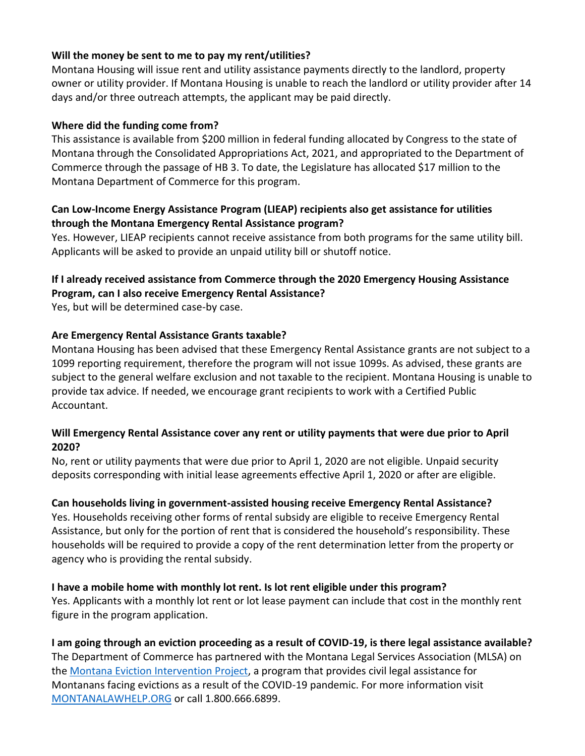**Will the money be sent to me to pay my rent/utilities?**

Montana Housing will issue rent and utility assistance payments directly to the landlord, property owner or utility provider. If Montana Housing is unable to reach the landlord or utility provider after 14 days and/or three outreach attempts, the applicant may be paid directly.

**Where did the funding come from?**

This assistance is available from $200 million in federal funding allocated by Congress to the state of Montana through the Consolidated Appropriations Act, 2021, and appropriated to the Department of Commerce through the passage of HB 3. To date, the Legislature has allocated $17 million to the Montana Department of Commerce for this program.

**Can Low-Income Energy Assistance Program (LIEAP) recipients also get assistance for utilities through the Montana Emergency Rental Assistance program?**

Yes. However, LIEAP recipients cannot receive assistance from both programs for the same utility bill. Applicants will be asked to provide an unpaid utility bill or shutoff notice.

**If I already received assistance from Commerce through the 2020 Emergency Housing Assistance Program, can I also receive Emergency Rental Assistance?**

Yes, but will be determined case-by case.

**Are Emergency Rental Assistance Grants taxable?**

Montana Housing has been advised that these Emergency Rental Assistance grants are not subject to a 1099 reporting requirement, therefore the program will not issue 1099s. As advised, these grants are subject to the general welfare exclusion and not taxable to the recipient. Montana Housing is unable to provide tax advice. If needed, we encourage grant recipients to work with a Certified Public Accountant.

**Will Emergency Rental Assistance cover any rent or utility payments that were due prior to April 2020?**

No, rent or utility payments that were due prior to April 1, 2020 are not eligible. Unpaid security deposits corresponding with initial lease agreements effective April 1, 2020 or after are eligible.

**Can households living in government-assisted housing receive Emergency Rental Assistance?**

Yes. Households receiving other forms of rental subsidy are eligible to receive Emergency Rental Assistance, but only for the portion of rent that is considered the household's responsibility. These households will be required to provide a copy of the rent determination letter from the property or agency who is providing the rental subsidy.

**I have a mobile home with monthly lot rent. Is lot rent eligible under this program?**

Yes. Applicants with a monthly lot rent or lot lease payment can include that cost in the monthly rent figure in the program application.

**I am going through an eviction proceeding as a result of COVID-19, is there legal assistance available?**

The Department of Commerce has partnered with the Montana Legal Services Association (MLSA) on the [Montana Eviction Intervention Project](), a program that provides civil legal assistance for Montanans facing evictions as a result of the COVID-19 pandemic. For more information visit [MONTANALAWHELP.ORG]() or call 1.800.666.6899.